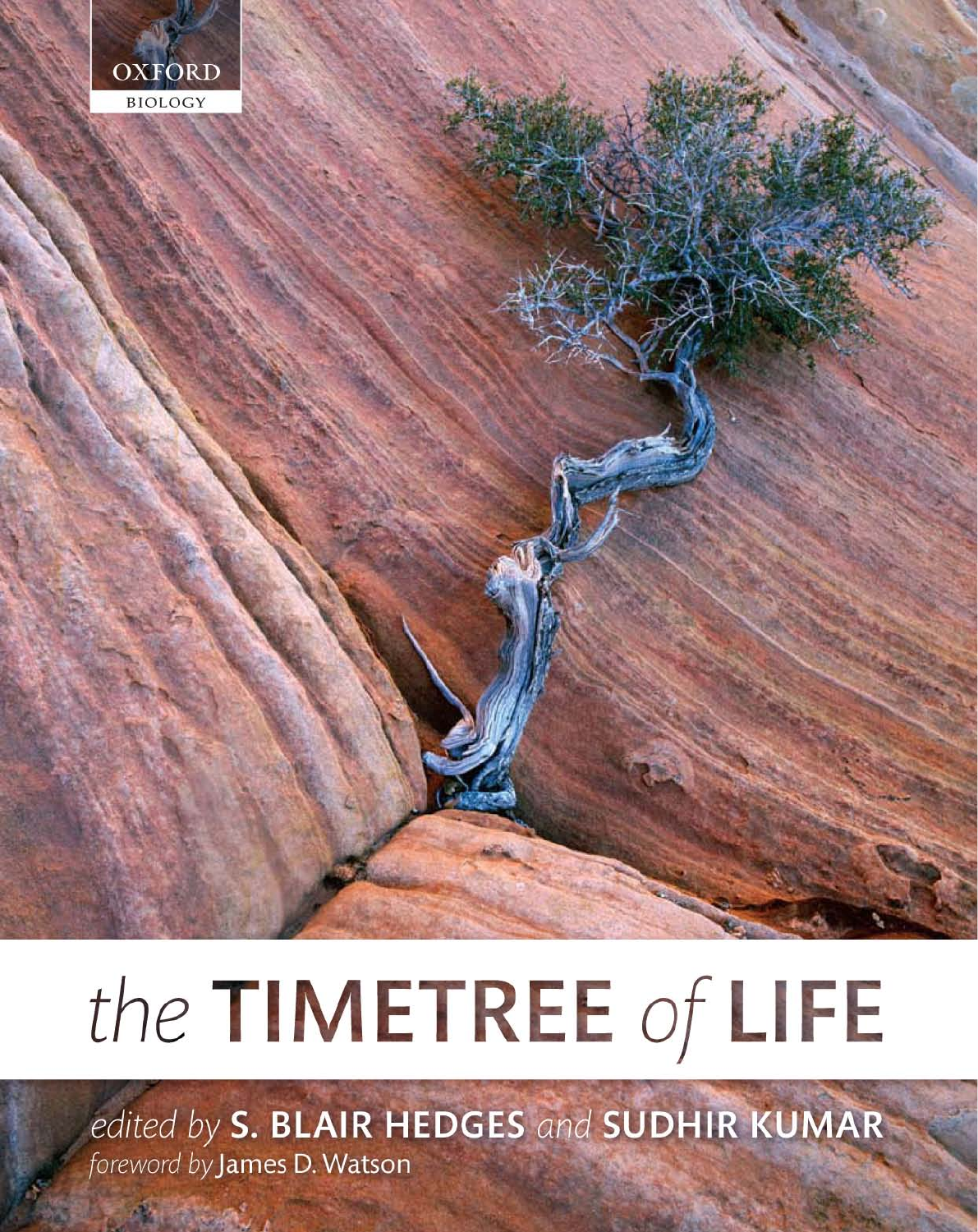OXFORD

BIOLOGY

# the TIMETREE of LIFE

*edited by* **S. BLAIR HEDGES** *and* **SUDHIR KUMAR**

*foreword by* James D. Watson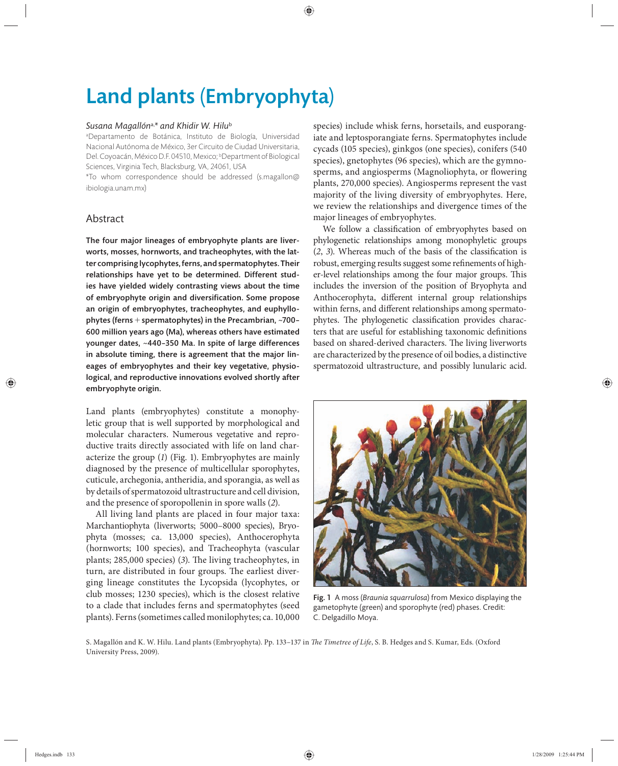# Land plants (Embryophyta)

*Susana Magallón*[a,*] *and Khidir W. Hilu*[b]

[a]Departamento de Botánica, Instituto de Biología, Universidad Nacional Autónoma de México, 3er Circuito de Ciudad Universitaria, Del. Coyoacán, México D.F. 04510, Mexico; [b]Department of Biological Sciences, Virginia Tech, Blacksburg, VA, 24061, USA

*To whom correspondence should be addressed (s.magallon@ibiologia.unam.mx)

## Abstract

**The four major lineages of embryophyte plants are liverworts, mosses, hornworts, and tracheophytes, with the latter comprising lycophytes, ferns, and spermatophytes. Their relationships have yet to be determined. Different studies have yielded widely contrasting views about the time of embryophyte origin and diversification. Some propose an origin of embryophytes, tracheophytes, and euphyllophytes (ferns + spermatophytes) in the Precambrian, ~700–600 million years ago (Ma), whereas others have estimated younger dates, ~440–350 Ma. In spite of large differences in absolute timing, there is agreement that the major lineages of embryophytes and their key vegetative, physiological, and reproductive innovations evolved shortly after embryophyte origin.**

Land plants (embryophytes) constitute a monophyletic group that is well supported by morphological and molecular characters. Numerous vegetative and reproductive traits directly associated with life on land characterize the group (*1*) (Fig. 1). Embryophytes are mainly diagnosed by the presence of multicellular sporophytes, cuticule, archegonia, antheridia, and sporangia, as well as by details of spermatozoid ultrastructure and cell division, and the presence of sporopollenin in spore walls (*2*).

All living land plants are placed in four major taxa: Marchantiophyta (liverworts; 5000–8000 species), Bryophyta (mosses; ca. 13,000 species), Anthocerophyta (hornworts; 100 species), and Tracheophyta (vascular plants; 285,000 species) (*3*). The living tracheophytes, in turn, are distributed in four groups. The earliest diverging lineage constitutes the Lycopsida (lycophytes, or club mosses; 1230 species), which is the closest relative to a clade that includes ferns and spermatophytes (seed plants). Ferns (sometimes called monilophytes; ca. 10,000 species) include whisk ferns, horsetails, and eusporangiate and leptosporangiate ferns. Spermatophytes include cycads (105 species), ginkgos (one species), conifers (540 species), gnetophytes (96 species), which are the gymnosperms, and angiosperms (Magnoliophyta, or flowering plants, 270,000 species). Angiosperms represent the vast majority of the living diversity of embryophytes. Here, we review the relationships and divergence times of the major lineages of embryophytes.

We follow a classification of embryophytes based on phylogenetic relationships among monophyletic groups (*2*, *3*). Whereas much of the basis of the classification is robust, emerging results suggest some refinements of higher-level relationships among the four major groups. This includes the inversion of the position of Bryophyta and Anthocerophyta, different internal group relationships within ferns, and different relationships among spermatophytes. The phylogenetic classification provides characters that are useful for establishing taxonomic definitions based on shared-derived characters. The living liverworts are characterized by the presence of oil bodies, a distinctive spermatozoid ultrastructure, and possibly lunularic acid.

Fig. 1 A moss (*Braunia squarrulosa*) from Mexico displaying the gametophyte (green) and sporophyte (red) phases. Credit: C. Delgadillo Moya.

S. Magallón and K. W. Hilu. Land plants (Embryophyta). Pp. 133–137 in *The Timetree of Life*, S. B. Hedges and S. Kumar, Eds. (Oxford University Press, 2009).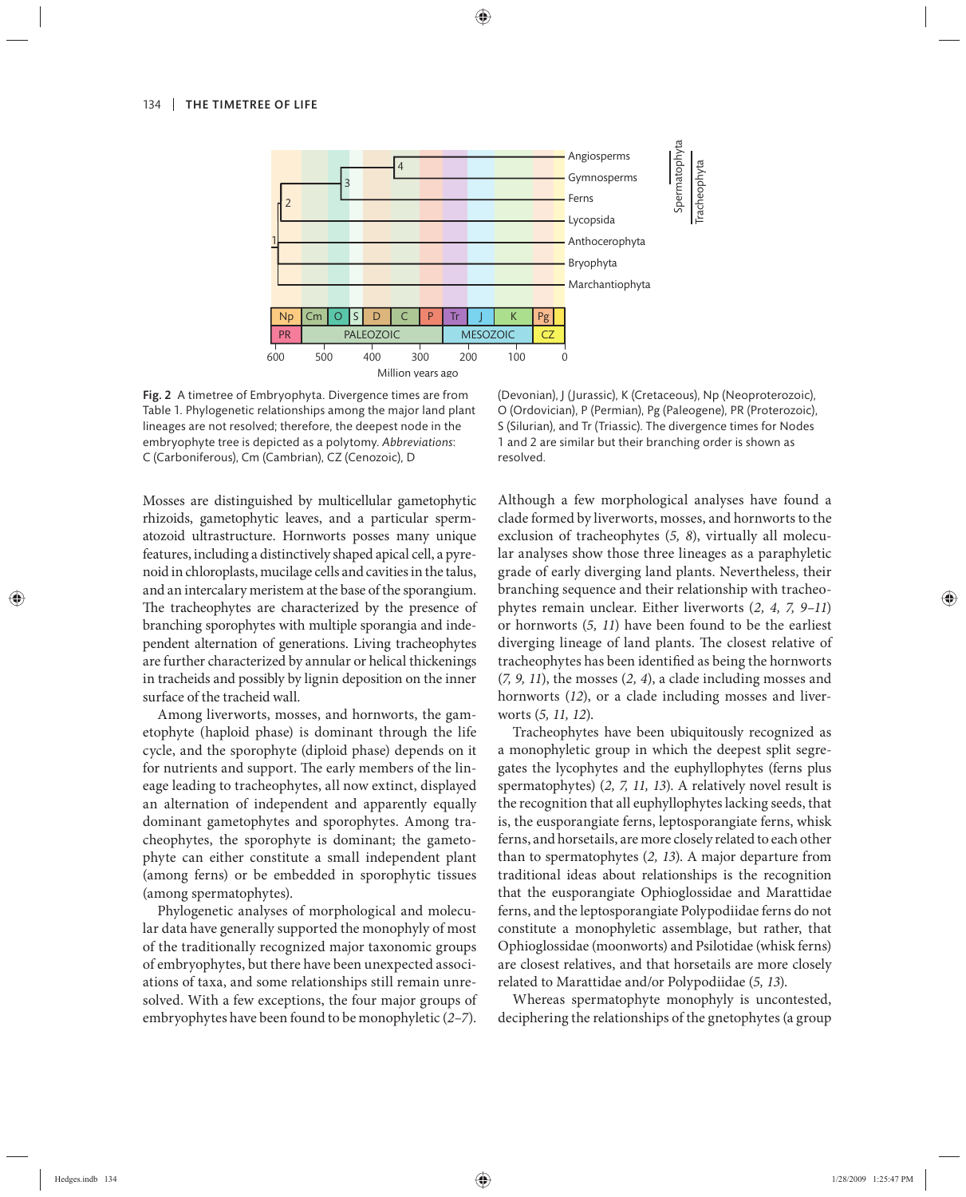Angiosperms
Gymnosperms
Ferns
Lycopsida
Anthocerophyta
Bryophyta
Marchantiophyta
Spermatophyta
Tracheophyta
1
2
3
4
Np Cm O S D C P Tr J K Pg
PR PALEOZOIC MESOZOIC CZ
600 500 400 300 200 100 0
Million years ago

**Fig. 2** A timetree of Embryophyta. Divergence times are from Table 1. Phylogenetic relationships among the major land plant lineages are not resolved; therefore, the deepest node in the embryophyte tree is depicted as a polytomy. *Abbreviations*: C (Carboniferous), Cm (Cambrian), CZ (Cenozoic), D (Devonian), J (Jurassic), K (Cretaceous), Np (Neoproterozoic), O (Ordovician), P (Permian), Pg (Paleogene), PR (Proterozoic), S (Silurian), and Tr (Triassic). The divergence times for Nodes 1 and 2 are similar but their branching order is shown as resolved.

Mosses are distinguished by multicellular gametophytic rhizoids, gametophytic leaves, and a particular spermatozoid ultrastructure. Hornworts posses many unique features, including a distinctively shaped apical cell, a pyrenoid in chloroplasts, mucilage cells and cavities in the talus, and an intercalary meristem at the base of the sporangium. The tracheophytes are characterized by the presence of branching sporophytes with multiple sporangia and independent alternation of generations. Living tracheophytes are further characterized by annular or helical thickenings in tracheids and possibly by lignin deposition on the inner surface of the tracheid wall.

Among liverworts, mosses, and hornworts, the gametophyte (haploid phase) is dominant through the life cycle, and the sporophyte (diploid phase) depends on it for nutrients and support. The early members of the lineage leading to tracheophytes, all now extinct, displayed an alternation of independent and apparently equally dominant gametophytes and sporophytes. Among tracheophytes, the sporophyte is dominant; the gametophyte can either constitute a small independent plant (among ferns) or be embedded in sporophytic tissues (among spermatophytes).

Phylogenetic analyses of morphological and molecular data have generally supported the monophyly of most of the traditionally recognized major taxonomic groups of embryophytes, but there have been unexpected associations of taxa, and some relationships still remain unresolved. With a few exceptions, the four major groups of embryophytes have been found to be monophyletic (*2–7*).

Although a few morphological analyses have found a clade formed by liverworts, mosses, and hornworts to the exclusion of tracheophytes (*5, 8*), virtually all molecular analyses show those three lineages as a paraphyletic grade of early diverging land plants. Nevertheless, their branching sequence and their relationship with tracheophytes remain unclear. Either liverworts (*2, 4, 7, 9–11*) or hornworts (*5, 11*) have been found to be the earliest diverging lineage of land plants. The closest relative of tracheophytes has been identified as being the hornworts (*7, 9, 11*), the mosses (*2, 4*), a clade including mosses and hornworts (*12*), or a clade including mosses and liverworts (*5, 11, 12*).

Tracheophytes have been ubiquitously recognized as a monophyletic group in which the deepest split segregates the lycophytes and the euphyllophytes (ferns plus spermatophytes) (*2, 7, 11, 13*). A relatively novel result is the recognition that all euphyllophytes lacking seeds, that is, the eusporangiate ferns, leptosporangiate ferns, whisk ferns, and horsetails, are more closely related to each other than to spermatophytes (*2, 13*). A major departure from traditional ideas about relationships is the recognition that the eusporangiate Ophioglossidae and Marattidae ferns, and the leptosporangiate Polypodiidae ferns do not constitute a monophyletic assemblage, but rather, that Ophioglossidae (moonworts) and Psilotidae (whisk ferns) are closest relatives, and that horsetails are more closely related to Marattidae and/or Polypodiidae (*5, 13*).

Whereas spermatophyte monophyly is uncontested, deciphering the relationships of the gnetophytes (a group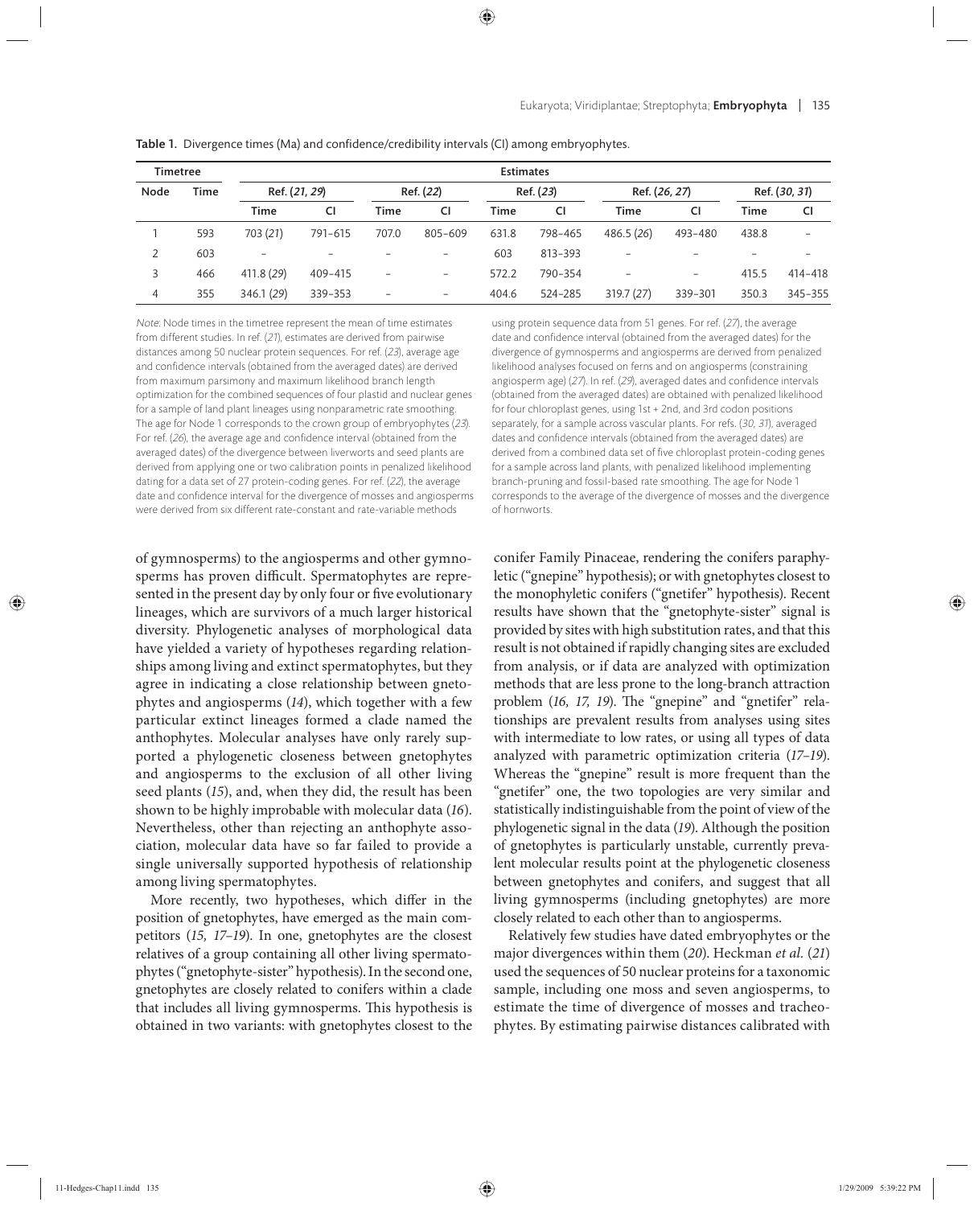Table 1. Divergence times (Ma) and confidence/credibility intervals (CI) among embryophytes.

| Timetree | | Estimates | | | | | | | | | |
|---|---|---|---|---|---|---|---|---|---|---|---|
| Node | Time | Ref. (21, 29) | | Ref. (22) | | Ref. (23) | | Ref. (26, 27) | | Ref. (30, 31) | |
| | | Time | CI | Time | CI | Time | CI | Time | CI | Time | CI |
| 1 | 593 | 703 (21) | 791–615 | 707.0 | 805–609 | 631.8 | 798–465 | 486.5 (26) | 493–480 | 438.8 | – |
| 2 | 603 | – | – | – | – | 603 | 813–393 | – | – | – | – |
| 3 | 466 | 411.8 (29) | 409–415 | – | – | 572.2 | 790–354 | – | – | 415.5 | 414–418 |
| 4 | 355 | 346.1 (29) | 339–353 | – | – | 404.6 | 524–285 | 319.7 (27) | 339–301 | 350.3 | 345–355 |

*Note*: Node times in the timetree represent the mean of time estimates from different studies. In ref. (21), estimates are derived from pairwise distances among 50 nuclear protein sequences. For ref. (23), average age and confidence intervals (obtained from the averaged dates) are derived from maximum parsimony and maximum likelihood branch length optimization for the combined sequences of four plastid and nuclear genes for a sample of land plant lineages using nonparametric rate smoothing. The age for Node 1 corresponds to the crown group of embryophytes (23). For ref. (26), the average age and confidence interval (obtained from the averaged dates) of the divergence between liverworts and seed plants are derived from applying one or two calibration points in penalized likelihood dating for a data set of 27 protein-coding genes. For ref. (22), the average date and confidence interval for the divergence of mosses and angiosperms were derived from six different rate-constant and rate-variable methods using protein sequence data from 51 genes. For ref. (27), the average date and confidence interval (obtained from the averaged dates) for the divergence of gymnosperms and angiosperms are derived from penalized likelihood analyses focused on ferns and on angiosperms (constraining angiosperm age) (27). In ref. (29), averaged dates and confidence intervals (obtained from the averaged dates) are obtained with penalized likelihood for four chloroplast genes, using 1st + 2nd, and 3rd codon positions separately, for a sample across vascular plants. For refs. (30, 31), averaged dates and confidence intervals (obtained from the averaged dates) are derived from a combined data set of five chloroplast protein-coding genes for a sample across land plants, with penalized likelihood implementing branch-pruning and fossil-based rate smoothing. The age for Node 1 corresponds to the average of the divergence of mosses and the divergence of hornworts.

of gymnosperms) to the angiosperms and other gymnosperms has proven difficult. Spermatophytes are represented in the present day by only four or five evolutionary lineages, which are survivors of a much larger historical diversity. Phylogenetic analyses of morphological data have yielded a variety of hypotheses regarding relationships among living and extinct spermatophytes, but they agree in indicating a close relationship between gnetophytes and angiosperms (14), which together with a few particular extinct lineages formed a clade named the anthophytes. Molecular analyses have only rarely supported a phylogenetic closeness between gnetophytes and angiosperms to the exclusion of all other living seed plants (15), and, when they did, the result has been shown to be highly improbable with molecular data (16). Nevertheless, other than rejecting an anthophyte association, molecular data have so far failed to provide a single universally supported hypothesis of relationship among living spermatophytes.

More recently, two hypotheses, which differ in the position of gnetophytes, have emerged as the main competitors (15, 17–19). In one, gnetophytes are the closest relatives of a group containing all other living spermatophytes ("gnetophyte-sister" hypothesis). In the second one, gnetophytes are closely related to conifers within a clade that includes all living gymnosperms. This hypothesis is obtained in two variants: with gnetophytes closest to the conifer Family Pinaceae, rendering the conifers paraphyletic ("gnepine" hypothesis); or with gnetophytes closest to the monophyletic conifers ("gnetifer" hypothesis). Recent results have shown that the "gnetophyte-sister" signal is provided by sites with high substitution rates, and that this result is not obtained if rapidly changing sites are excluded from analysis, or if data are analyzed with optimization methods that are less prone to the long-branch attraction problem (16, 17, 19). The "gnepine" and "gnetifer" relationships are prevalent results from analyses using sites with intermediate to low rates, or using all types of data analyzed with parametric optimization criteria (17–19). Whereas the "gnepine" result is more frequent than the "gnetifer" one, the two topologies are very similar and statistically indistinguishable from the point of view of the phylogenetic signal in the data (19). Although the position of gnetophytes is particularly unstable, currently prevalent molecular results point at the phylogenetic closeness between gnetophytes and conifers, and suggest that all living gymnosperms (including gnetophytes) are more closely related to each other than to angiosperms.

Relatively few studies have dated embryophytes or the major divergences within them (20). Heckman *et al.* (21) used the sequences of 50 nuclear proteins for a taxonomic sample, including one moss and seven angiosperms, to estimate the time of divergence of mosses and tracheophytes. By estimating pairwise distances calibrated with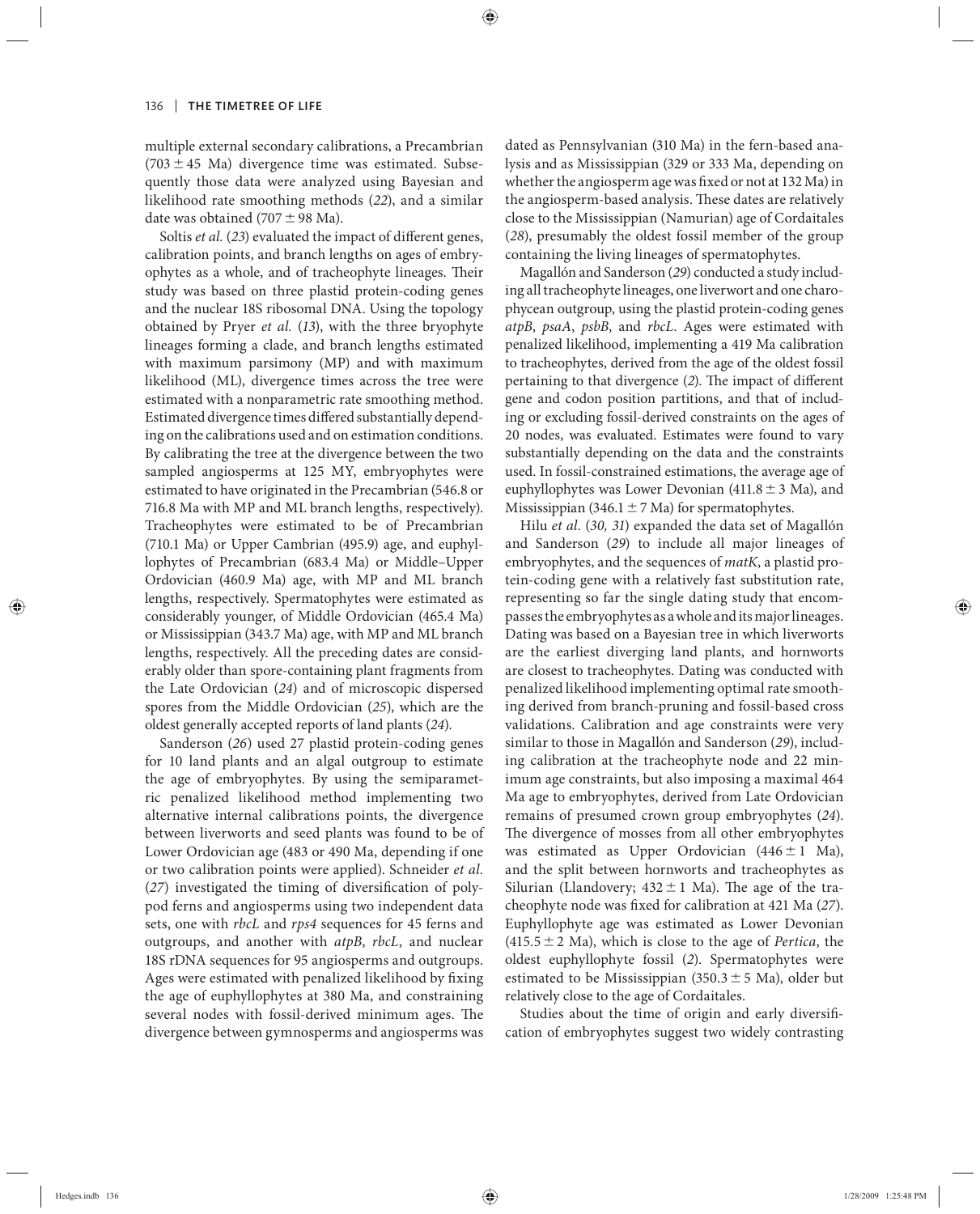multiple external secondary calibrations, a Precambrian (703 ± 45 Ma) divergence time was estimated. Subsequently those data were analyzed using Bayesian and likelihood rate smoothing methods (*22*), and a similar date was obtained (707 ± 98 Ma).

Soltis *et al.* (*23*) evaluated the impact of different genes, calibration points, and branch lengths on ages of embryophytes as a whole, and of tracheophyte lineages. Their study was based on three plastid protein-coding genes and the nuclear 18S ribosomal DNA. Using the topology obtained by Pryer *et al.* (*13*), with the three bryophyte lineages forming a clade, and branch lengths estimated with maximum parsimony (MP) and with maximum likelihood (ML), divergence times across the tree were estimated with a nonparametric rate smoothing method. Estimated divergence times differed substantially depending on the calibrations used and on estimation conditions. By calibrating the tree at the divergence between the two sampled angiosperms at 125 MY, embryophytes were estimated to have originated in the Precambrian (546.8 or 716.8 Ma with MP and ML branch lengths, respectively). Tracheophytes were estimated to be of Precambrian (710.1 Ma) or Upper Cambrian (495.9) age, and euphyllophytes of Precambrian (683.4 Ma) or Middle–Upper Ordovician (460.9 Ma) age, with MP and ML branch lengths, respectively. Spermatophytes were estimated as considerably younger, of Middle Ordovician (465.4 Ma) or Mississippian (343.7 Ma) age, with MP and ML branch lengths, respectively. All the preceding dates are considerably older than spore-containing plant fragments from the Late Ordovician (*24*) and of microscopic dispersed spores from the Middle Ordovician (*25*), which are the oldest generally accepted reports of land plants (*24*).

Sanderson (*26*) used 27 plastid protein-coding genes for 10 land plants and an algal outgroup to estimate the age of embryophytes. By using the semiparametric penalized likelihood method implementing two alternative internal calibrations points, the divergence between liverworts and seed plants was found to be of Lower Ordovician age (483 or 490 Ma, depending if one or two calibration points were applied). Schneider *et al.* (*27*) investigated the timing of diversification of polypod ferns and angiosperms using two independent data sets, one with *rbcL* and *rps4* sequences for 45 ferns and outgroups, and another with *atpB*, *rbcL*, and nuclear 18S rDNA sequences for 95 angiosperms and outgroups. Ages were estimated with penalized likelihood by fixing the age of euphyllophytes at 380 Ma, and constraining several nodes with fossil-derived minimum ages. The divergence between gymnosperms and angiosperms was dated as Pennsylvanian (310 Ma) in the fern-based analysis and as Mississippian (329 or 333 Ma, depending on whether the angiosperm age was fixed or not at 132 Ma) in the angiosperm-based analysis. These dates are relatively close to the Mississippian (Namurian) age of Cordaitales (*28*), presumably the oldest fossil member of the group containing the living lineages of spermatophytes.

Magallón and Sanderson (*29*) conducted a study including all tracheophyte lineages, one liverwort and one charophycean outgroup, using the plastid protein-coding genes *atpB*, *psaA*, *psbB*, and *rbcL*. Ages were estimated with penalized likelihood, implementing a 419 Ma calibration to tracheophytes, derived from the age of the oldest fossil pertaining to that divergence (*2*). The impact of different gene and codon position partitions, and that of including or excluding fossil-derived constraints on the ages of 20 nodes, was evaluated. Estimates were found to vary substantially depending on the data and the constraints used. In fossil-constrained estimations, the average age of euphyllophytes was Lower Devonian (411.8 ± 3 Ma), and Mississippian (346.1 ± 7 Ma) for spermatophytes.

Hilu *et al.* (*30, 31*) expanded the data set of Magallón and Sanderson (*29*) to include all major lineages of embryophytes, and the sequences of *matK*, a plastid protein-coding gene with a relatively fast substitution rate, representing so far the single dating study that encompasses the embryophytes as a whole and its major lineages. Dating was based on a Bayesian tree in which liverworts are the earliest diverging land plants, and hornworts are closest to tracheophytes. Dating was conducted with penalized likelihood implementing optimal rate smoothing derived from branch-pruning and fossil-based cross validations. Calibration and age constraints were very similar to those in Magallón and Sanderson (*29*), including calibration at the tracheophyte node and 22 minimum age constraints, but also imposing a maximal 464 Ma age to embryophytes, derived from Late Ordovician remains of presumed crown group embryophytes (*24*). The divergence of mosses from all other embryophytes was estimated as Upper Ordovician (446 ± 1 Ma), and the split between hornworts and tracheophytes as Silurian (Llandovery; 432 ± 1 Ma). The age of the tracheophyte node was fixed for calibration at 421 Ma (*27*). Euphyllophyte age was estimated as Lower Devonian (415.5 ± 2 Ma), which is close to the age of *Pertica*, the oldest euphyllophyte fossil (*2*). Spermatophytes were estimated to be Mississippian (350.3 ± 5 Ma), older but relatively close to the age of Cordaitales.

Studies about the time of origin and early diversification of embryophytes suggest two widely contrasting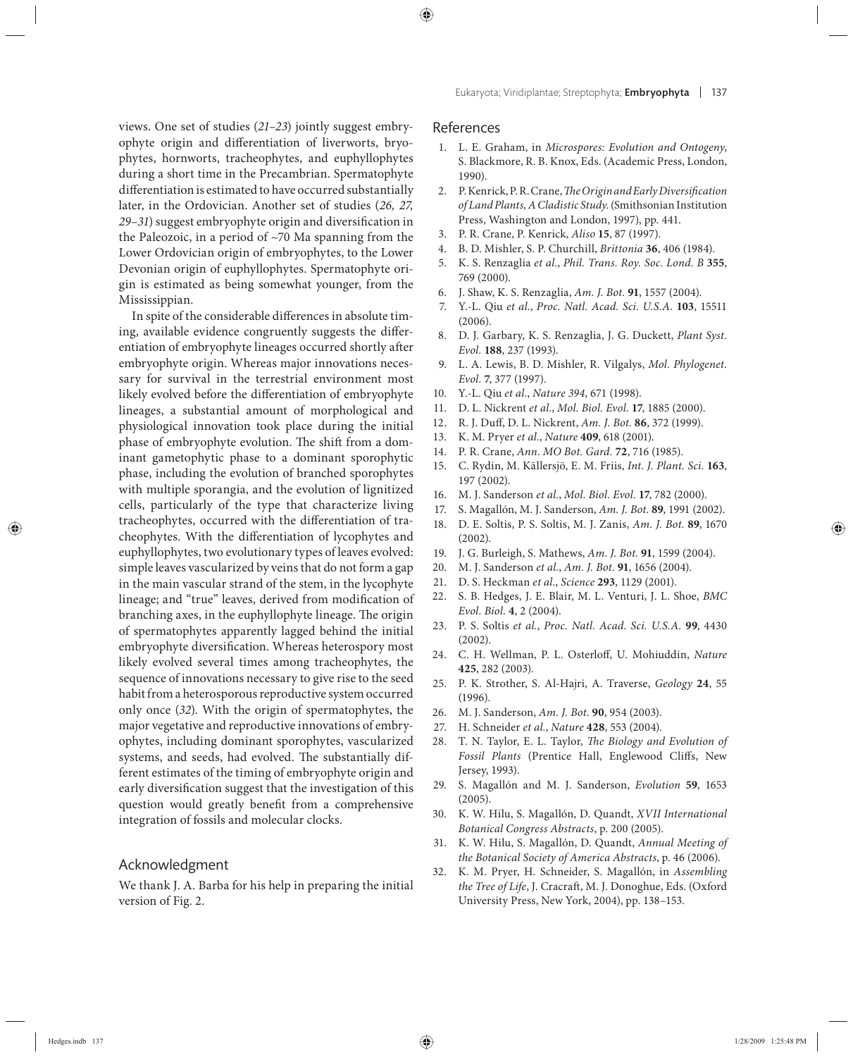views. One set of studies (*21–23*) jointly suggest embryophyte origin and differentiation of liverworts, bryophytes, hornworts, tracheophytes, and euphyllophytes during a short time in the Precambrian. Spermatophyte differentiation is estimated to have occurred substantially later, in the Ordovician. Another set of studies (*26, 27, 29–31*) suggest embryophyte origin and diversification in the Paleozoic, in a period of ~70 Ma spanning from the Lower Ordovician origin of embryophytes, to the Lower Devonian origin of euphyllophytes. Spermatophyte origin is estimated as being somewhat younger, from the Mississippian.

In spite of the considerable differences in absolute timing, available evidence congruently suggests the differentiation of embryophyte lineages occurred shortly after embryophyte origin. Whereas major innovations necessary for survival in the terrestrial environment most likely evolved before the differentiation of embryophyte lineages, a substantial amount of morphological and physiological innovation took place during the initial phase of embryophyte evolution. The shift from a dominant gametophytic phase to a dominant sporophytic phase, including the evolution of branched sporophytes with multiple sporangia, and the evolution of lignitized cells, particularly of the type that characterize living tracheophytes, occurred with the differentiation of tracheophytes. With the differentiation of lycophytes and euphyllophytes, two evolutionary types of leaves evolved: simple leaves vascularized by veins that do not form a gap in the main vascular strand of the stem, in the lycophyte lineage; and "true" leaves, derived from modification of branching axes, in the euphyllophyte lineage. The origin of spermatophytes apparently lagged behind the initial embryophyte diversification. Whereas heterospory most likely evolved several times among tracheophytes, the sequence of innovations necessary to give rise to the seed habit from a heterosporous reproductive system occurred only once (*32*). With the origin of spermatophytes, the major vegetative and reproductive innovations of embryophytes, including dominant sporophytes, vascularized systems, and seeds, had evolved. The substantially different estimates of the timing of embryophyte origin and early diversification suggest that the investigation of this question would greatly benefit from a comprehensive integration of fossils and molecular clocks.

## Acknowledgment

We thank J. A. Barba for his help in preparing the initial version of Fig. 2.

## References

1. L. E. Graham, in *Microspores: Evolution and Ontogeny*, S. Blackmore, R. B. Knox, Eds. (Academic Press, London, 1990).
2. P. Kenrick, P. R. Crane, *The Origin and Early Diversification of Land Plants, A Cladistic Study.* (Smithsonian Institution Press, Washington and London, 1997), pp. 441.
3. P. R. Crane, P. Kenrick, *Aliso* **15**, 87 (1997).
4. B. D. Mishler, S. P. Churchill, *Brittonia* **36**, 406 (1984).
5. K. S. Renzaglia *et al.*, *Phil. Trans. Roy. Soc. Lond. B* **355**, 769 (2000).
6. J. Shaw, K. S. Renzaglia, *Am. J. Bot.* **91**, 1557 (2004).
7. Y.-L. Qiu *et al.*, *Proc. Natl. Acad. Sci. U.S.A.* **103**, 15511 (2006).
8. D. J. Garbary, K. S. Renzaglia, J. G. Duckett, *Plant Syst. Evol.* **188**, 237 (1993).
9. L. A. Lewis, B. D. Mishler, R. Vilgalys, *Mol. Phylogenet. Evol.* **7**, 377 (1997).
10. Y.-L. Qiu *et al.*, *Nature 394*, 671 (1998).
11. D. L. Nickrent *et al.*, *Mol. Biol. Evol.* **17**, 1885 (2000).
12. R. J. Duff, D. L. Nickrent, *Am. J. Bot.* **86**, 372 (1999).
13. K. M. Pryer *et al.*, *Nature* **409**, 618 (2001).
14. P. R. Crane, *Ann. MO Bot. Gard.* **72**, 716 (1985).
15. C. Rydin, M. Källersjö, E. M. Friis, *Int. J. Plant. Sci.* **163**, 197 (2002).
16. M. J. Sanderson *et al.*, *Mol. Biol. Evol.* **17**, 782 (2000).
17. S. Magallón, M. J. Sanderson, *Am. J. Bot.* **89**, 1991 (2002).
18. D. E. Soltis, P. S. Soltis, M. J. Zanis, *Am. J. Bot.* **89**, 1670 (2002).
19. J. G. Burleigh, S. Mathews, *Am. J. Bot.* **91**, 1599 (2004).
20. M. J. Sanderson *et al.*, *Am. J. Bot.* **91**, 1656 (2004).
21. D. S. Heckman *et al.*, *Science* **293**, 1129 (2001).
22. S. B. Hedges, J. E. Blair, M. L. Venturi, J. L. Shoe, *BMC Evol. Biol.* **4**, 2 (2004).
23. P. S. Soltis *et al.*, *Proc. Natl. Acad. Sci. U.S.A.* **99**, 4430 (2002).
24. C. H. Wellman, P. L. Osterloff, U. Mohiuddin, *Nature* **425**, 282 (2003).
25. P. K. Strother, S. Al-Hajri, A. Traverse, *Geology* **24**, 55 (1996).
26. M. J. Sanderson, *Am. J. Bot.* **90**, 954 (2003).
27. H. Schneider *et al.*, *Nature* **428**, 553 (2004).
28. T. N. Taylor, E. L. Taylor, *The Biology and Evolution of Fossil Plants* (Prentice Hall, Englewood Cliffs, New Jersey, 1993).
29. S. Magallón and M. J. Sanderson, *Evolution* **59**, 1653 (2005).
30. K. W. Hilu, S. Magallón, D. Quandt, *XVII International Botanical Congress Abstracts*, p. 200 (2005).
31. K. W. Hilu, S. Magallón, D. Quandt, *Annual Meeting of the Botanical Society of America Abstracts*, p. 46 (2006).
32. K. M. Pryer, H. Schneider, S. Magallón, in *Assembling the Tree of Life*, J. Cracraft, M. J. Donoghue, Eds. (Oxford University Press, New York, 2004), pp. 138–153.